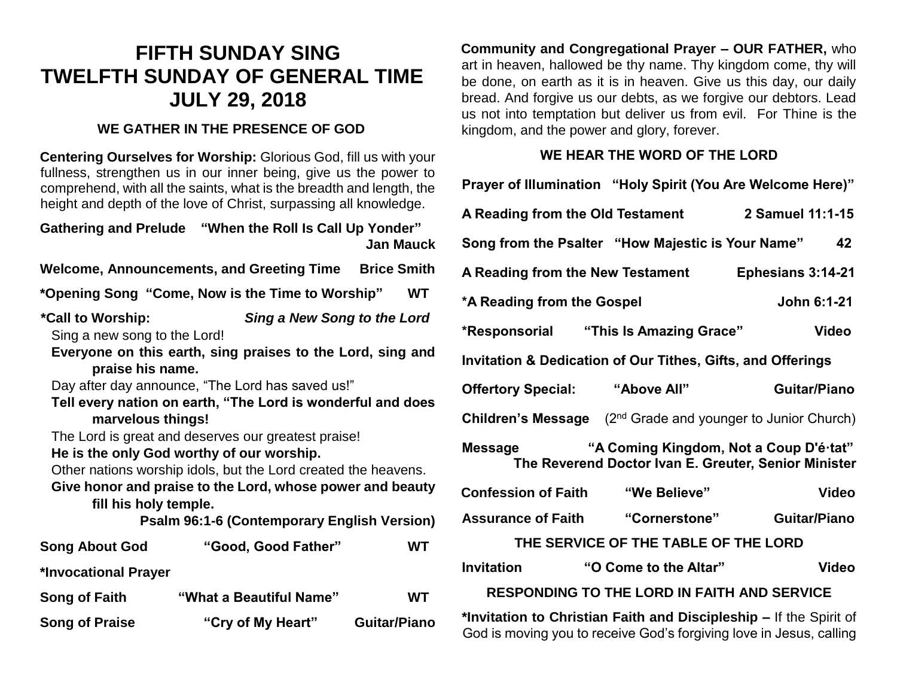# FIFTH SUNDAY SING
# TWELFTH SUNDAY OF GENERAL TIME
# JULY 29, 2018

## WE GATHER IN THE PRESENCE OF GOD

**Centering Ourselves for Worship:** Glorious God, fill us with your fullness, strengthen us in our inner being, give us the power to comprehend, with all the saints, what is the breadth and length, the height and depth of the love of Christ, surpassing all knowledge.

**Gathering and Prelude "When the Roll Is Call Up Yonder" Jan Mauck**

**Welcome, Announcements, and Greeting Time Brice Smith**

**\*Opening Song "Come, Now is the Time to Worship" WT**

**\*Call to Worship:** ***Sing a New Song to the Lord***

Sing a new song to the Lord!

**Everyone on this earth, sing praises to the Lord, sing and praise his name.**

Day after day announce, "The Lord has saved us!"

**Tell every nation on earth, "The Lord is wonderful and does marvelous things!**

The Lord is great and deserves our greatest praise!

**He is the only God worthy of our worship.**

Other nations worship idols, but the Lord created the heavens.

**Give honor and praise to the Lord, whose power and beauty fill his holy temple.**

**Psalm 96:1-6 (Contemporary English Version)**

**Song About God "Good, Good Father" WT**

**\*Invocational Prayer**

**Song of Faith "What a Beautiful Name" WT**

**Song of Praise "Cry of My Heart" Guitar/Piano**

**Community and Congregational Prayer – OUR FATHER,** who art in heaven, hallowed be thy name. Thy kingdom come, thy will be done, on earth as it is in heaven. Give us this day, our daily bread. And forgive us our debts, as we forgive our debtors. Lead us not into temptation but deliver us from evil. For Thine is the kingdom, and the power and glory, forever.

## WE HEAR THE WORD OF THE LORD

**Prayer of Illumination "Holy Spirit (You Are Welcome Here)"**

**A Reading from the Old Testament 2 Samuel 11:1-15**

**Song from the Psalter "How Majestic is Your Name" 42**

**A Reading from the New Testament Ephesians 3:14-21**

**\*A Reading from the Gospel John 6:1-21**

**\*Responsorial "This Is Amazing Grace" Video**

**Invitation & Dedication of Our Tithes, Gifts, and Offerings**

**Offertory Special: "Above All" Guitar/Piano**

**Children's Message** (2nd Grade and younger to Junior Church)

**Message "A Coming Kingdom, Not a Coup D'é·tat"**
**The Reverend Doctor Ivan E. Greuter, Senior Minister**

**Confession of Faith "We Believe" Video**

**Assurance of Faith "Cornerstone" Guitar/Piano**

## THE SERVICE OF THE TABLE OF THE LORD

**Invitation "O Come to the Altar" Video**

## RESPONDING TO THE LORD IN FAITH AND SERVICE

**\*Invitation to Christian Faith and Discipleship –** If the Spirit of God is moving you to receive God's forgiving love in Jesus, calling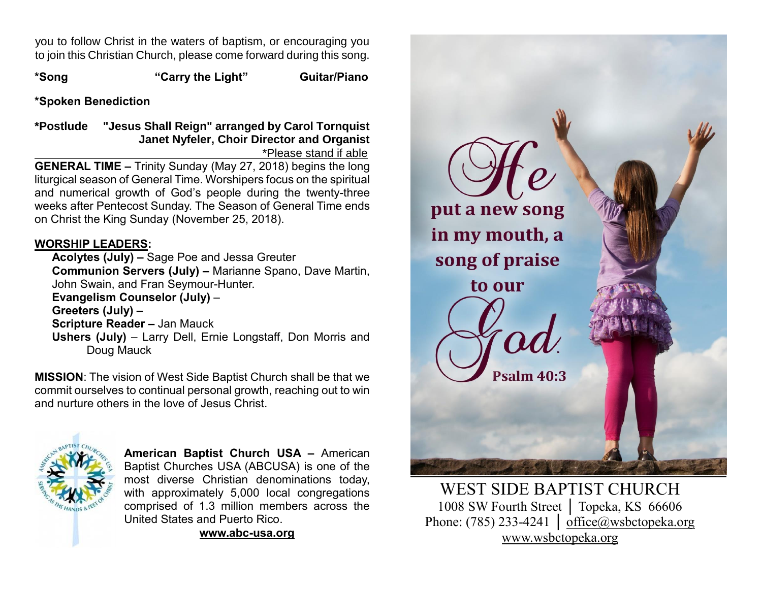you to follow Christ in the waters of baptism, or encouraging you to join this Christian Church, please come forward during this song.

**\*Song** **"Carry the Light"** **Guitar/Piano**

**\*Spoken Benediction**

**\*Postlude "Jesus Shall Reign" arranged by Carol Tornquist**
**Janet Nyfeler, Choir Director and Organist**

\*Please stand if able

**GENERAL TIME –** Trinity Sunday (May 27, 2018) begins the long liturgical season of General Time. Worshipers focus on the spiritual and numerical growth of God's people during the twenty-three weeks after Pentecost Sunday. The Season of General Time ends on Christ the King Sunday (November 25, 2018).

**WORSHIP LEADERS:**

**Acolytes (July) –** Sage Poe and Jessa Greuter
**Communion Servers (July) –** Marianne Spano, Dave Martin, John Swain, and Fran Seymour-Hunter.
**Evangelism Counselor (July)** –
**Greeters (July) –**
**Scripture Reader –** Jan Mauck
**Ushers (July)** – Larry Dell, Ernie Longstaff, Don Morris and Doug Mauck

**MISSION**: The vision of West Side Baptist Church shall be that we commit ourselves to continual personal growth, reaching out to win and nurture others in the love of Jesus Christ.

**American Baptist Church USA –** American Baptist Churches USA (ABCUSA) is one of the most diverse Christian denominations today, with approximately 5,000 local congregations comprised of 1.3 million members across the United States and Puerto Rico.

**www.abc-usa.org**

He put a new song in my mouth, a song of praise to our God.
Psalm 40:3

WEST SIDE BAPTIST CHURCH
1008 SW Fourth Street | Topeka, KS 66606
Phone: (785) 233-4241 | office@wsbctopeka.org
www.wsbctopeka.org